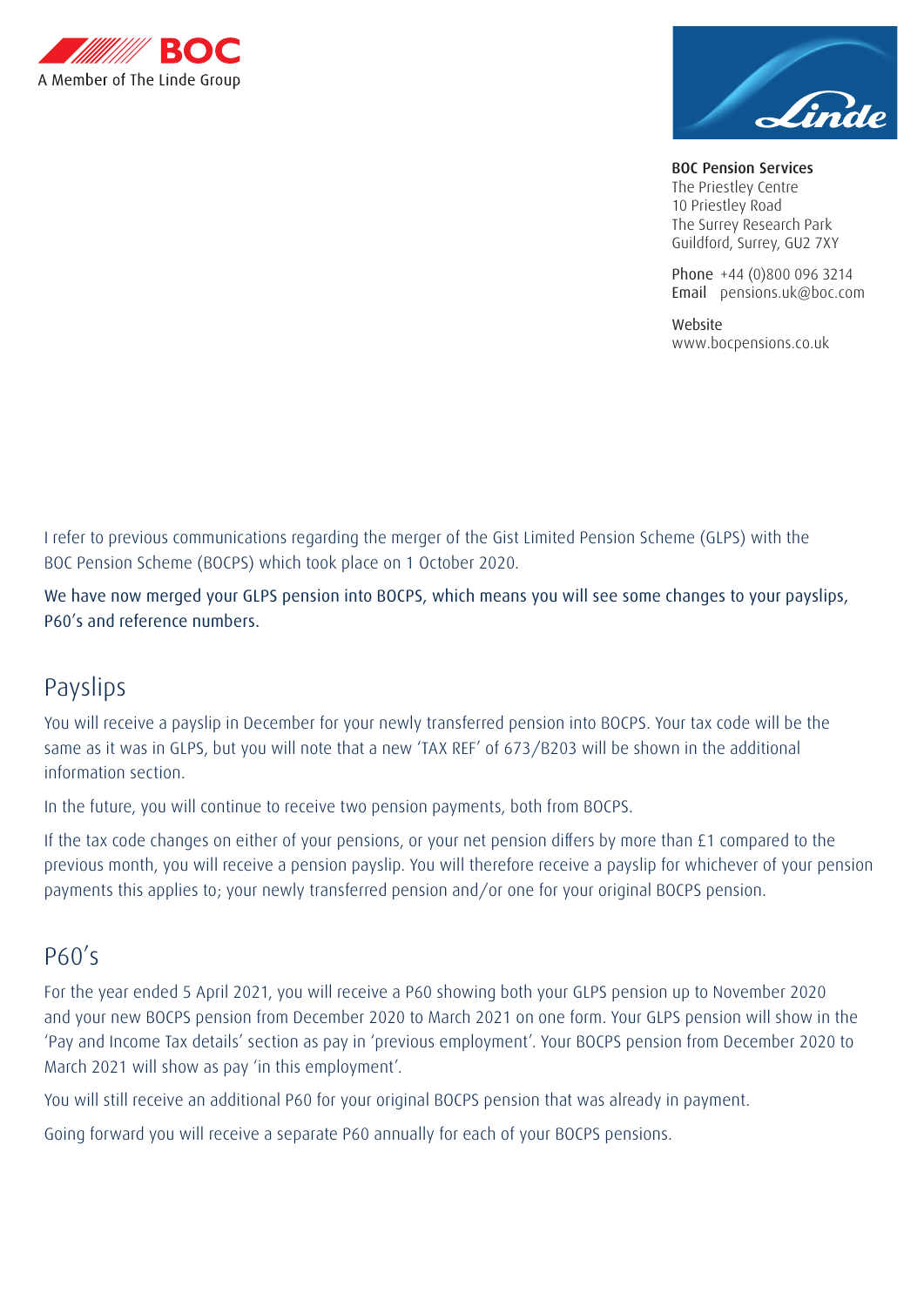BOC

A Member of The Linde Group

Linde

**BOC Pension Services**
The Priestley Centre
10 Priestley Road
The Surrey Research Park
Guildford, Surrey, GU2 7XY

Phone +44 (0)800 096 3214
Email pensions.uk@boc.com

Website
www.bocpensions.co.uk

I refer to previous communications regarding the merger of the Gist Limited Pension Scheme (GLPS) with the BOC Pension Scheme (BOCPS) which took place on 1 October 2020.

We have now merged your GLPS pension into BOCPS, which means you will see some changes to your payslips, P60's and reference numbers.

## Payslips

You will receive a payslip in December for your newly transferred pension into BOCPS. Your tax code will be the same as it was in GLPS, but you will note that a new 'TAX REF' of 673/B203 will be shown in the additional information section.

In the future, you will continue to receive two pension payments, both from BOCPS.

If the tax code changes on either of your pensions, or your net pension differs by more than £1 compared to the previous month, you will receive a pension payslip. You will therefore receive a payslip for whichever of your pension payments this applies to; your newly transferred pension and/or one for your original BOCPS pension.

## P60's

For the year ended 5 April 2021, you will receive a P60 showing both your GLPS pension up to November 2020 and your new BOCPS pension from December 2020 to March 2021 on one form. Your GLPS pension will show in the 'Pay and Income Tax details' section as pay in 'previous employment'. Your BOCPS pension from December 2020 to March 2021 will show as pay 'in this employment'.

You will still receive an additional P60 for your original BOCPS pension that was already in payment.

Going forward you will receive a separate P60 annually for each of your BOCPS pensions.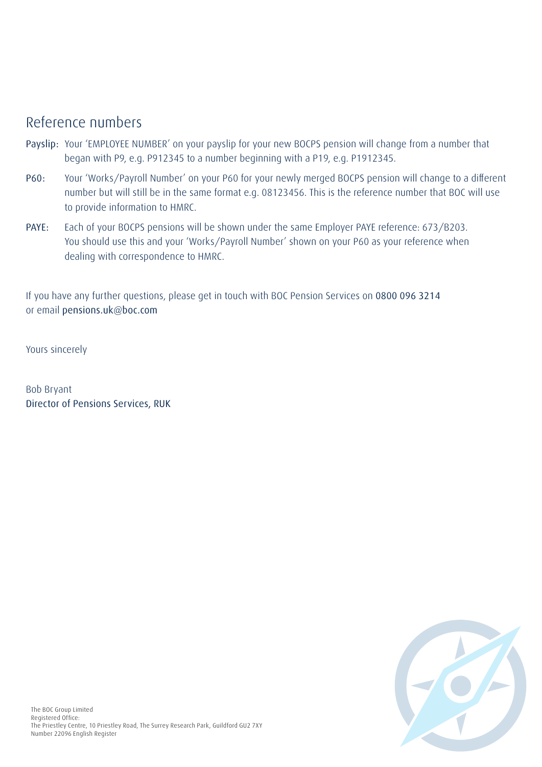## Reference numbers

Payslip: Your 'EMPLOYEE NUMBER' on your payslip for your new BOCPS pension will change from a number that began with P9, e.g. P912345 to a number beginning with a P19, e.g. P1912345.

P60: Your 'Works/Payroll Number' on your P60 for your newly merged BOCPS pension will change to a different number but will still be in the same format e.g. 08123456. This is the reference number that BOC will use to provide information to HMRC.

PAYE: Each of your BOCPS pensions will be shown under the same Employer PAYE reference: 673/B203. You should use this and your 'Works/Payroll Number' shown on your P60 as your reference when dealing with correspondence to HMRC.

If you have any further questions, please get in touch with BOC Pension Services on 0800 096 3214 or email pensions.uk@boc.com

Yours sincerely

Bob Bryant
Director of Pensions Services, RUK

The BOC Group Limited
Registered Office:
The Priestley Centre, 10 Priestley Road, The Surrey Research Park, Guildford GU2 7XY
Number 22096 English Register